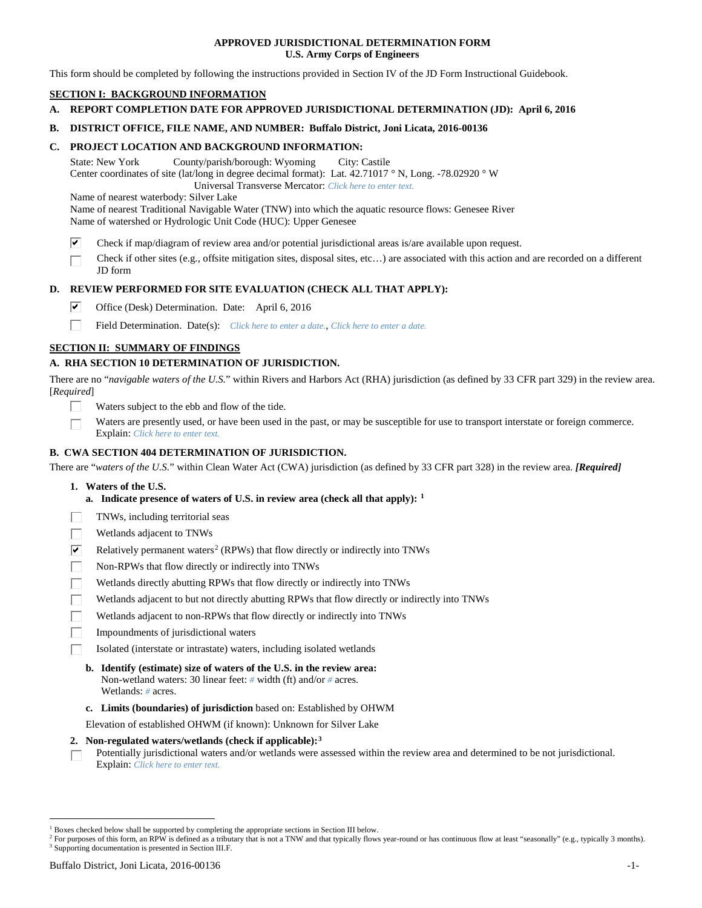# APPROVED JURISDICTIONAL DETERMINATION FORM
## U.S. Army Corps of Engineers

This form should be completed by following the instructions provided in Section IV of the JD Form Instructional Guidebook.

## SECTION I: BACKGROUND INFORMATION

**A. REPORT COMPLETION DATE FOR APPROVED JURISDICTIONAL DETERMINATION (JD): April 6, 2016**

**B. DISTRICT OFFICE, FILE NAME, AND NUMBER: Buffalo District, Joni Licata, 2016-00136**

**C. PROJECT LOCATION AND BACKGROUND INFORMATION:**

State: New York County/parish/borough: Wyoming City: Castile
Center coordinates of site (lat/long in degree decimal format): Lat. 42.71017 ° N, Long. -78.02920 ° W
Universal Transverse Mercator: *Click here to enter text.*
Name of nearest waterbody: Silver Lake
Name of nearest Traditional Navigable Water (TNW) into which the aquatic resource flows: Genesee River
Name of watershed or Hydrologic Unit Code (HUC): Upper Genesee

- [x] Check if map/diagram of review area and/or potential jurisdictional areas is/are available upon request.
- [ ] Check if other sites (e.g., offsite mitigation sites, disposal sites, etc…) are associated with this action and are recorded on a different JD form

**D. REVIEW PERFORMED FOR SITE EVALUATION (CHECK ALL THAT APPLY):**

- [x] Office (Desk) Determination. Date: April 6, 2016
- [ ] Field Determination. Date(s): *Click here to enter a date.*, *Click here to enter a date.*

## SECTION II: SUMMARY OF FINDINGS

**A. RHA SECTION 10 DETERMINATION OF JURISDICTION.**

There are no "*navigable waters of the U.S.*" within Rivers and Harbors Act (RHA) jurisdiction (as defined by 33 CFR part 329) in the review area. [*Required*]

- [ ] Waters subject to the ebb and flow of the tide.
- [ ] Waters are presently used, or have been used in the past, or may be susceptible for use to transport interstate or foreign commerce. Explain: *Click here to enter text.*

**B. CWA SECTION 404 DETERMINATION OF JURISDICTION.**

There are "*waters of the U.S.*" within Clean Water Act (CWA) jurisdiction (as defined by 33 CFR part 328) in the review area. ***[Required]***

**1. Waters of the U.S.**

**a. Indicate presence of waters of U.S. in review area (check all that apply):** [1]

- [ ] TNWs, including territorial seas
- [ ] Wetlands adjacent to TNWs
- [x] Relatively permanent waters[2] (RPWs) that flow directly or indirectly into TNWs
- [ ] Non-RPWs that flow directly or indirectly into TNWs
- [ ] Wetlands directly abutting RPWs that flow directly or indirectly into TNWs
- [ ] Wetlands adjacent to but not directly abutting RPWs that flow directly or indirectly into TNWs
- [ ] Wetlands adjacent to non-RPWs that flow directly or indirectly into TNWs
- [ ] Impoundments of jurisdictional waters
- [ ] Isolated (interstate or intrastate) waters, including isolated wetlands

**b. Identify (estimate) size of waters of the U.S. in the review area:**
Non-wetland waters: 30 linear feet: *#* width (ft) and/or *#* acres.
Wetlands: *#* acres.

**c. Limits (boundaries) of jurisdiction** based on: Established by OHWM

Elevation of established OHWM (if known): Unknown for Silver Lake

**2. Non-regulated waters/wetlands (check if applicable):**[3]

- [ ] Potentially jurisdictional waters and/or wetlands were assessed within the review area and determined to be not jurisdictional. Explain: *Click here to enter text.*

---

[1] Boxes checked below shall be supported by completing the appropriate sections in Section III below.
[2] For purposes of this form, an RPW is defined as a tributary that is not a TNW and that typically flows year-round or has continuous flow at least "seasonally" (e.g., typically 3 months).
[3] Supporting documentation is presented in Section III.F.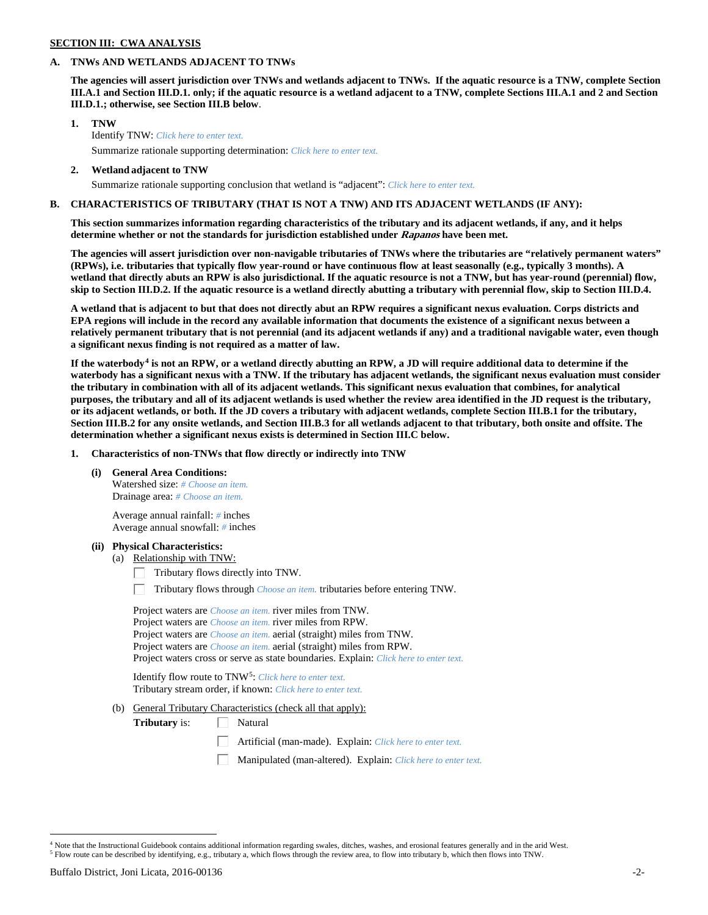**SECTION III: CWA ANALYSIS**

**A. TNWs AND WETLANDS ADJACENT TO TNWs**

**The agencies will assert jurisdiction over TNWs and wetlands adjacent to TNWs. If the aquatic resource is a TNW, complete Section III.A.1 and Section III.D.1. only; if the aquatic resource is a wetland adjacent to a TNW, complete Sections III.A.1 and 2 and Section III.D.1.; otherwise, see Section III.B below**.

**1. TNW**

Identify TNW: *Click here to enter text.*

Summarize rationale supporting determination: *Click here to enter text.*

**2. Wetland adjacent to TNW**

Summarize rationale supporting conclusion that wetland is "adjacent": *Click here to enter text.*

**B. CHARACTERISTICS OF TRIBUTARY (THAT IS NOT A TNW) AND ITS ADJACENT WETLANDS (IF ANY):**

**This section summarizes information regarding characteristics of the tributary and its adjacent wetlands, if any, and it helps determine whether or not the standards for jurisdiction established under *Rapanos* have been met.**

**The agencies will assert jurisdiction over non-navigable tributaries of TNWs where the tributaries are "relatively permanent waters" (RPWs), i.e. tributaries that typically flow year-round or have continuous flow at least seasonally (e.g., typically 3 months). A wetland that directly abuts an RPW is also jurisdictional. If the aquatic resource is not a TNW, but has year-round (perennial) flow, skip to Section III.D.2. If the aquatic resource is a wetland directly abutting a tributary with perennial flow, skip to Section III.D.4.**

**A wetland that is adjacent to but that does not directly abut an RPW requires a significant nexus evaluation. Corps districts and EPA regions will include in the record any available information that documents the existence of a significant nexus between a relatively permanent tributary that is not perennial (and its adjacent wetlands if any) and a traditional navigable water, even though a significant nexus finding is not required as a matter of law.**

**If the waterbody[4] is not an RPW, or a wetland directly abutting an RPW, a JD will require additional data to determine if the waterbody has a significant nexus with a TNW. If the tributary has adjacent wetlands, the significant nexus evaluation must consider the tributary in combination with all of its adjacent wetlands. This significant nexus evaluation that combines, for analytical purposes, the tributary and all of its adjacent wetlands is used whether the review area identified in the JD request is the tributary, or its adjacent wetlands, or both. If the JD covers a tributary with adjacent wetlands, complete Section III.B.1 for the tributary, Section III.B.2 for any onsite wetlands, and Section III.B.3 for all wetlands adjacent to that tributary, both onsite and offsite. The determination whether a significant nexus exists is determined in Section III.C below.**

**1. Characteristics of non-TNWs that flow directly or indirectly into TNW**

**(i) General Area Conditions:**

Watershed size: *# Choose an item.*
Drainage area: *# Choose an item.*

Average annual rainfall: *#* inches
Average annual snowfall: *#* inches

**(ii) Physical Characteristics:**

(a) Relationship with TNW:

☐ Tributary flows directly into TNW.

☐ Tributary flows through *Choose an item.* tributaries before entering TNW.

Project waters are *Choose an item.* river miles from TNW.
Project waters are *Choose an item.* river miles from RPW.
Project waters are *Choose an item.* aerial (straight) miles from TNW.
Project waters are *Choose an item.* aerial (straight) miles from RPW.
Project waters cross or serve as state boundaries. Explain: *Click here to enter text.*

Identify flow route to TNW[5]: *Click here to enter text.*
Tributary stream order, if known: *Click here to enter text.*

(b) General Tributary Characteristics (check all that apply):

**Tributary** is: ☐ Natural

☐ Artificial (man-made). Explain: *Click here to enter text.*

☐ Manipulated (man-altered). Explain: *Click here to enter text.*

[4] Note that the Instructional Guidebook contains additional information regarding swales, ditches, washes, and erosional features generally and in the arid West.
[5] Flow route can be described by identifying, e.g., tributary a, which flows through the review area, to flow into tributary b, which then flows into TNW.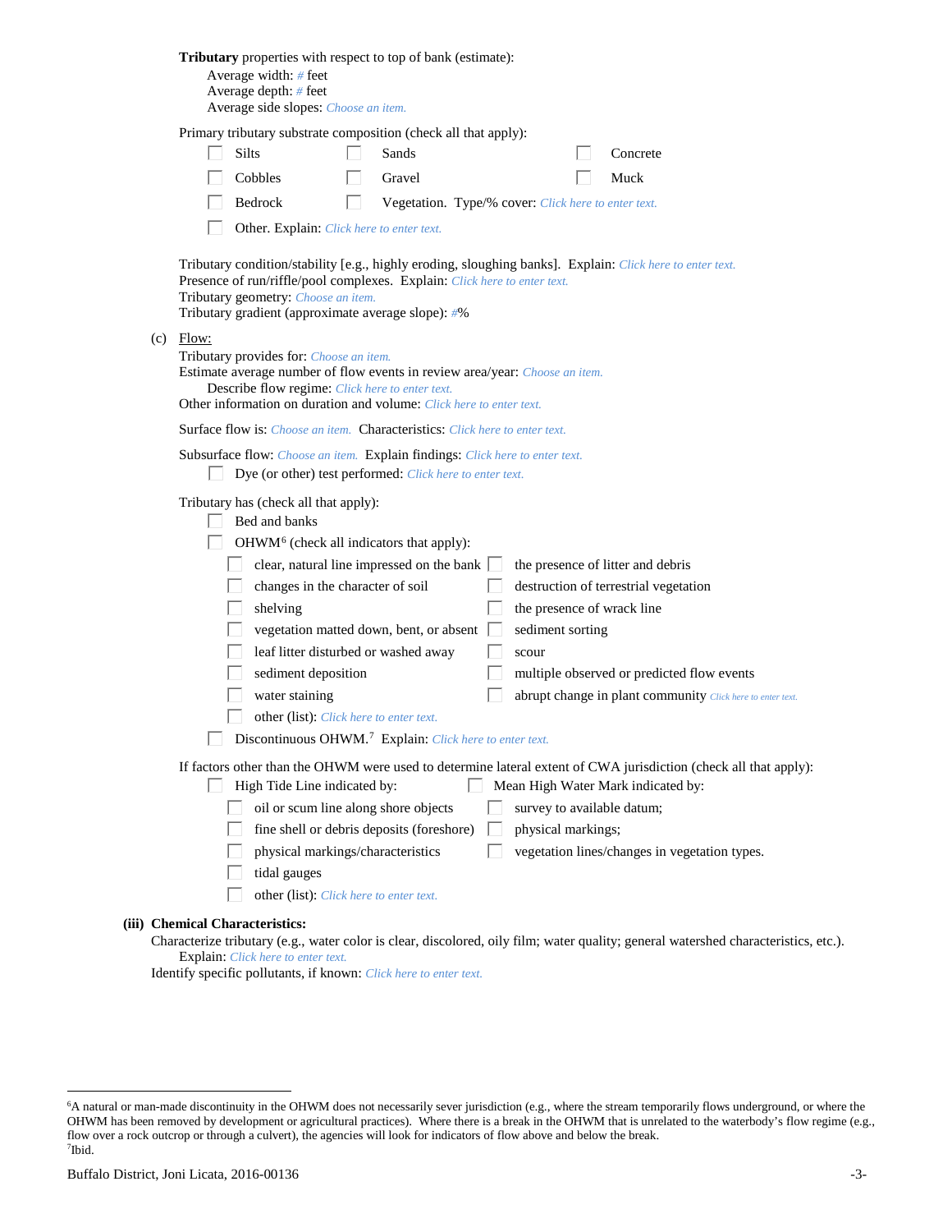**Tributary** properties with respect to top of bank (estimate):

Average width: # feet
Average depth: # feet
Average side slopes: *Choose an item.*

Primary tributary substrate composition (check all that apply):

- ☐ Silts
- ☐ Sands
- ☐ Concrete
- ☐ Cobbles
- ☐ Gravel
- ☐ Muck
- ☐ Bedrock
- ☐ Vegetation. Type/% cover: *Click here to enter text.*
- ☐ Other. Explain: *Click here to enter text.*

Tributary condition/stability [e.g., highly eroding, sloughing banks]. Explain: *Click here to enter text.*
Presence of run/riffle/pool complexes. Explain: *Click here to enter text.*
Tributary geometry: *Choose an item.*
Tributary gradient (approximate average slope): #%

(c) Flow:

Tributary provides for: *Choose an item.*
Estimate average number of flow events in review area/year: *Choose an item.*
Describe flow regime: *Click here to enter text.*
Other information on duration and volume: *Click here to enter text.*

Surface flow is: *Choose an item.* Characteristics: *Click here to enter text.*

Subsurface flow: *Choose an item.* Explain findings: *Click here to enter text.*

- ☐ Dye (or other) test performed: *Click here to enter text.*

Tributary has (check all that apply):

- ☐ Bed and banks
- ☐ OHWM[6] (check all indicators that apply):
  - ☐ clear, natural line impressed on the bank
  - ☐ the presence of litter and debris
  - ☐ changes in the character of soil
  - ☐ destruction of terrestrial vegetation
  - ☐ shelving
  - ☐ the presence of wrack line
  - ☐ vegetation matted down, bent, or absent
  - ☐ sediment sorting
  - ☐ leaf litter disturbed or washed away
  - ☐ scour
  - ☐ sediment deposition
  - ☐ multiple observed or predicted flow events
  - ☐ water staining
  - ☐ abrupt change in plant community *Click here to enter text.*
  - ☐ other (list): *Click here to enter text.*
- ☐ Discontinuous OHWM.[7] Explain: *Click here to enter text.*

If factors other than the OHWM were used to determine lateral extent of CWA jurisdiction (check all that apply):

- ☐ High Tide Line indicated by:
  - ☐ oil or scum line along shore objects
  - ☐ fine shell or debris deposits (foreshore)
  - ☐ physical markings/characteristics
  - ☐ tidal gauges
  - ☐ other (list): *Click here to enter text.*
- ☐ Mean High Water Mark indicated by:
  - ☐ survey to available datum;
  - ☐ physical markings;
  - ☐ vegetation lines/changes in vegetation types.

**(iii) Chemical Characteristics:**

Characterize tributary (e.g., water color is clear, discolored, oily film; water quality; general watershed characteristics, etc.).
Explain: *Click here to enter text.*
Identify specific pollutants, if known: *Click here to enter text.*

---

[6] A natural or man-made discontinuity in the OHWM does not necessarily sever jurisdiction (e.g., where the stream temporarily flows underground, or where the OHWM has been removed by development or agricultural practices). Where there is a break in the OHWM that is unrelated to the waterbody's flow regime (e.g., flow over a rock outcrop or through a culvert), the agencies will look for indicators of flow above and below the break.
[7] Ibid.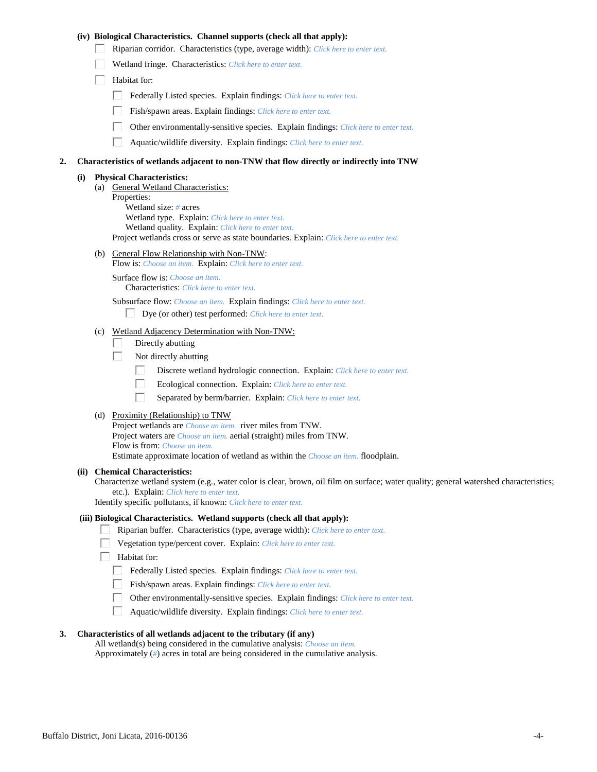**(iv) Biological Characteristics. Channel supports (check all that apply):**

- ☐ Riparian corridor. Characteristics (type, average width): *Click here to enter text.*
- ☐ Wetland fringe. Characteristics: *Click here to enter text.*
- ☐ Habitat for:
  - ☐ Federally Listed species. Explain findings: *Click here to enter text.*
  - ☐ Fish/spawn areas. Explain findings: *Click here to enter text.*
  - ☐ Other environmentally-sensitive species. Explain findings: *Click here to enter text.*
  - ☐ Aquatic/wildlife diversity. Explain findings: *Click here to enter text.*

**2. Characteristics of wetlands adjacent to non-TNW that flow directly or indirectly into TNW**

**(i) Physical Characteristics:**

(a) General Wetland Characteristics:

Properties:

Wetland size: *#* acres
Wetland type. Explain: *Click here to enter text.*
Wetland quality. Explain: *Click here to enter text.*

Project wetlands cross or serve as state boundaries. Explain: *Click here to enter text.*

(b) General Flow Relationship with Non-TNW:

Flow is: *Choose an item.* Explain: *Click here to enter text.*

Surface flow is: *Choose an item.*
Characteristics: *Click here to enter text.*

Subsurface flow: *Choose an item.* Explain findings: *Click here to enter text.*

- ☐ Dye (or other) test performed: *Click here to enter text.*

(c) Wetland Adjacency Determination with Non-TNW:

- ☐ Directly abutting
- ☐ Not directly abutting
  - ☐ Discrete wetland hydrologic connection. Explain: *Click here to enter text.*
  - ☐ Ecological connection. Explain: *Click here to enter text.*
  - ☐ Separated by berm/barrier. Explain: *Click here to enter text.*

(d) Proximity (Relationship) to TNW

Project wetlands are *Choose an item.* river miles from TNW.
Project waters are *Choose an item.* aerial (straight) miles from TNW.
Flow is from: *Choose an item.*
Estimate approximate location of wetland as within the *Choose an item.* floodplain.

**(ii) Chemical Characteristics:**

Characterize wetland system (e.g., water color is clear, brown, oil film on surface; water quality; general watershed characteristics; etc.). Explain: *Click here to enter text.*
Identify specific pollutants, if known: *Click here to enter text.*

**(iii) Biological Characteristics. Wetland supports (check all that apply):**

- ☐ Riparian buffer. Characteristics (type, average width): *Click here to enter text.*
- ☐ Vegetation type/percent cover. Explain: *Click here to enter text.*
- ☐ Habitat for:
  - ☐ Federally Listed species. Explain findings: *Click here to enter text.*
  - ☐ Fish/spawn areas. Explain findings: *Click here to enter text.*
  - ☐ Other environmentally-sensitive species. Explain findings: *Click here to enter text.*
  - ☐ Aquatic/wildlife diversity. Explain findings: *Click here to enter text.*

**3. Characteristics of all wetlands adjacent to the tributary (if any)**

All wetland(s) being considered in the cumulative analysis: *Choose an item.*
Approximately (*#*) acres in total are being considered in the cumulative analysis.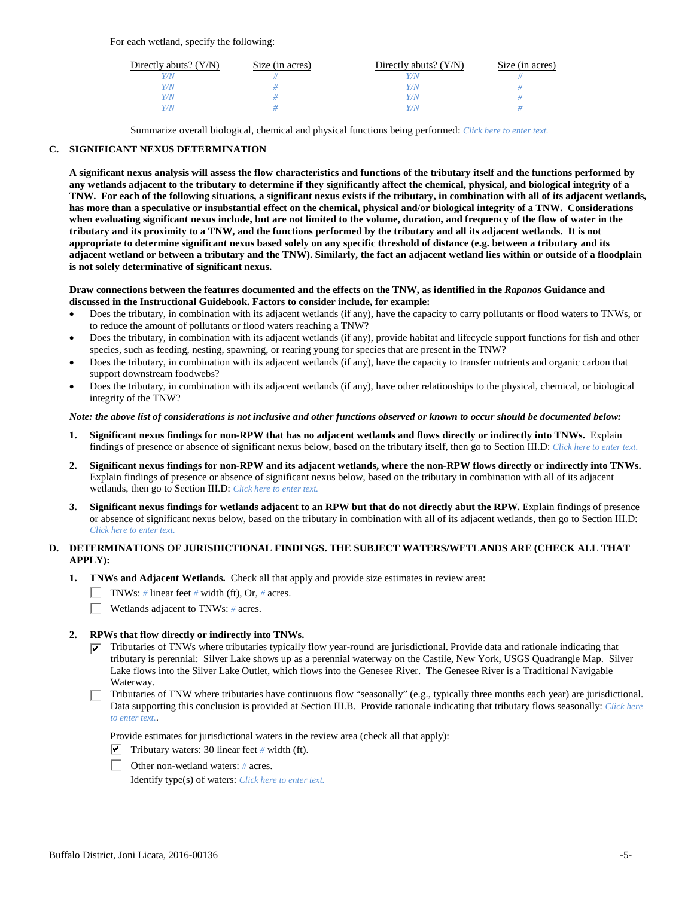For each wetland, specify the following:

| Directly abuts? (Y/N) | Size (in acres) | Directly abuts? (Y/N) | Size (in acres) |
|---|---|---|---|
| Y/N | # | Y/N | # |
| Y/N | # | Y/N | # |
| Y/N | # | Y/N | # |
| Y/N | # | Y/N | # |

Summarize overall biological, chemical and physical functions being performed: *Click here to enter text.*

**C. SIGNIFICANT NEXUS DETERMINATION**

**A significant nexus analysis will assess the flow characteristics and functions of the tributary itself and the functions performed by any wetlands adjacent to the tributary to determine if they significantly affect the chemical, physical, and biological integrity of a TNW. For each of the following situations, a significant nexus exists if the tributary, in combination with all of its adjacent wetlands, has more than a speculative or insubstantial effect on the chemical, physical and/or biological integrity of a TNW. Considerations when evaluating significant nexus include, but are not limited to the volume, duration, and frequency of the flow of water in the tributary and its proximity to a TNW, and the functions performed by the tributary and all its adjacent wetlands. It is not appropriate to determine significant nexus based solely on any specific threshold of distance (e.g. between a tributary and its adjacent wetland or between a tributary and the TNW). Similarly, the fact an adjacent wetland lies within or outside of a floodplain is not solely determinative of significant nexus.**

**Draw connections between the features documented and the effects on the TNW, as identified in the *Rapanos* Guidance and discussed in the Instructional Guidebook. Factors to consider include, for example:**

- Does the tributary, in combination with its adjacent wetlands (if any), have the capacity to carry pollutants or flood waters to TNWs, or to reduce the amount of pollutants or flood waters reaching a TNW?
- Does the tributary, in combination with its adjacent wetlands (if any), provide habitat and lifecycle support functions for fish and other species, such as feeding, nesting, spawning, or rearing young for species that are present in the TNW?
- Does the tributary, in combination with its adjacent wetlands (if any), have the capacity to transfer nutrients and organic carbon that support downstream foodwebs?
- Does the tributary, in combination with its adjacent wetlands (if any), have other relationships to the physical, chemical, or biological integrity of the TNW?

***Note: the above list of considerations is not inclusive and other functions observed or known to occur should be documented below:***

1. **Significant nexus findings for non-RPW that has no adjacent wetlands and flows directly or indirectly into TNWs.** Explain findings of presence or absence of significant nexus below, based on the tributary itself, then go to Section III.D: *Click here to enter text.*

2. **Significant nexus findings for non-RPW and its adjacent wetlands, where the non-RPW flows directly or indirectly into TNWs.** Explain findings of presence or absence of significant nexus below, based on the tributary in combination with all of its adjacent wetlands, then go to Section III.D: *Click here to enter text.*

3. **Significant nexus findings for wetlands adjacent to an RPW but that do not directly abut the RPW.** Explain findings of presence or absence of significant nexus below, based on the tributary in combination with all of its adjacent wetlands, then go to Section III.D: *Click here to enter text.*

**D. DETERMINATIONS OF JURISDICTIONAL FINDINGS. THE SUBJECT WATERS/WETLANDS ARE (CHECK ALL THAT APPLY):**

1. **TNWs and Adjacent Wetlands.** Check all that apply and provide size estimates in review area:
   - ☐ TNWs: # linear feet # width (ft), Or, # acres.
   - ☐ Wetlands adjacent to TNWs: # acres.

2. **RPWs that flow directly or indirectly into TNWs.**
   - ☑ Tributaries of TNWs where tributaries typically flow year-round are jurisdictional. Provide data and rationale indicating that tributary is perennial: Silver Lake shows up as a perennial waterway on the Castile, New York, USGS Quadrangle Map. Silver Lake flows into the Silver Lake Outlet, which flows into the Genesee River. The Genesee River is a Traditional Navigable Waterway.
   - ☐ Tributaries of TNW where tributaries have continuous flow "seasonally" (e.g., typically three months each year) are jurisdictional. Data supporting this conclusion is provided at Section III.B. Provide rationale indicating that tributary flows seasonally: *Click here to enter text.*.

   Provide estimates for jurisdictional waters in the review area (check all that apply):
   - ☑ Tributary waters: 30 linear feet # width (ft).
   - ☐ Other non-wetland waters: # acres.

     Identify type(s) of waters: *Click here to enter text.*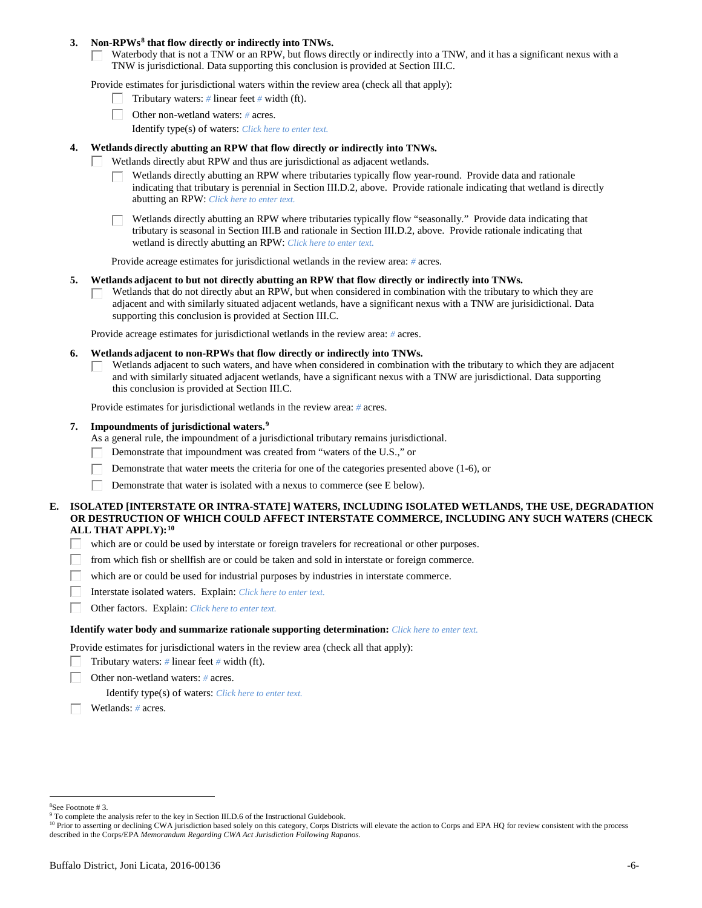3. **Non-RPWs[8] that flow directly or indirectly into TNWs.**
   - ☐ Waterbody that is not a TNW or an RPW, but flows directly or indirectly into a TNW, and it has a significant nexus with a TNW is jurisdictional. Data supporting this conclusion is provided at Section III.C.

   Provide estimates for jurisdictional waters within the review area (check all that apply):
   - ☐ Tributary waters: # linear feet # width (ft).
   - ☐ Other non-wetland waters: # acres.

     Identify type(s) of waters: *Click here to enter text.*

4. **Wetlands directly abutting an RPW that flow directly or indirectly into TNWs.**
   - ☐ Wetlands directly abut RPW and thus are jurisdictional as adjacent wetlands.
     - ☐ Wetlands directly abutting an RPW where tributaries typically flow year-round. Provide data and rationale indicating that tributary is perennial in Section III.D.2, above. Provide rationale indicating that wetland is directly abutting an RPW: *Click here to enter text.*
     - ☐ Wetlands directly abutting an RPW where tributaries typically flow "seasonally." Provide data indicating that tributary is seasonal in Section III.B and rationale in Section III.D.2, above. Provide rationale indicating that wetland is directly abutting an RPW: *Click here to enter text.*

     Provide acreage estimates for jurisdictional wetlands in the review area: # acres.

5. **Wetlands adjacent to but not directly abutting an RPW that flow directly or indirectly into TNWs.**
   - ☐ Wetlands that do not directly abut an RPW, but when considered in combination with the tributary to which they are adjacent and with similarly situated adjacent wetlands, have a significant nexus with a TNW are jurisidictional. Data supporting this conclusion is provided at Section III.C.

   Provide acreage estimates for jurisdictional wetlands in the review area: # acres.

6. **Wetlands adjacent to non-RPWs that flow directly or indirectly into TNWs.**
   - ☐ Wetlands adjacent to such waters, and have when considered in combination with the tributary to which they are adjacent and with similarly situated adjacent wetlands, have a significant nexus with a TNW are jurisdictional. Data supporting this conclusion is provided at Section III.C.

   Provide estimates for jurisdictional wetlands in the review area: # acres.

7. **Impoundments of jurisdictional waters.[9]**

   As a general rule, the impoundment of a jurisdictional tributary remains jurisdictional.
   - ☐ Demonstrate that impoundment was created from "waters of the U.S.," or
   - ☐ Demonstrate that water meets the criteria for one of the categories presented above (1-6), or
   - ☐ Demonstrate that water is isolated with a nexus to commerce (see E below).

**E. ISOLATED [INTERSTATE OR INTRA-STATE] WATERS, INCLUDING ISOLATED WETLANDS, THE USE, DEGRADATION OR DESTRUCTION OF WHICH COULD AFFECT INTERSTATE COMMERCE, INCLUDING ANY SUCH WATERS (CHECK ALL THAT APPLY):[10]**

- ☐ which are or could be used by interstate or foreign travelers for recreational or other purposes.
- ☐ from which fish or shellfish are or could be taken and sold in interstate or foreign commerce.
- ☐ which are or could be used for industrial purposes by industries in interstate commerce.
- ☐ Interstate isolated waters. Explain: *Click here to enter text.*
- ☐ Other factors. Explain: *Click here to enter text.*

**Identify water body and summarize rationale supporting determination:** *Click here to enter text.*

Provide estimates for jurisdictional waters in the review area (check all that apply):
- ☐ Tributary waters: # linear feet # width (ft).
- ☐ Other non-wetland waters: # acres.

  Identify type(s) of waters: *Click here to enter text.*
- ☐ Wetlands: # acres.

---

[8] See Footnote # 3.

[9] To complete the analysis refer to the key in Section III.D.6 of the Instructional Guidebook.

[10] Prior to asserting or declining CWA jurisdiction based solely on this category, Corps Districts will elevate the action to Corps and EPA HQ for review consistent with the process described in the Corps/EPA *Memorandum Regarding CWA Act Jurisdiction Following Rapanos.*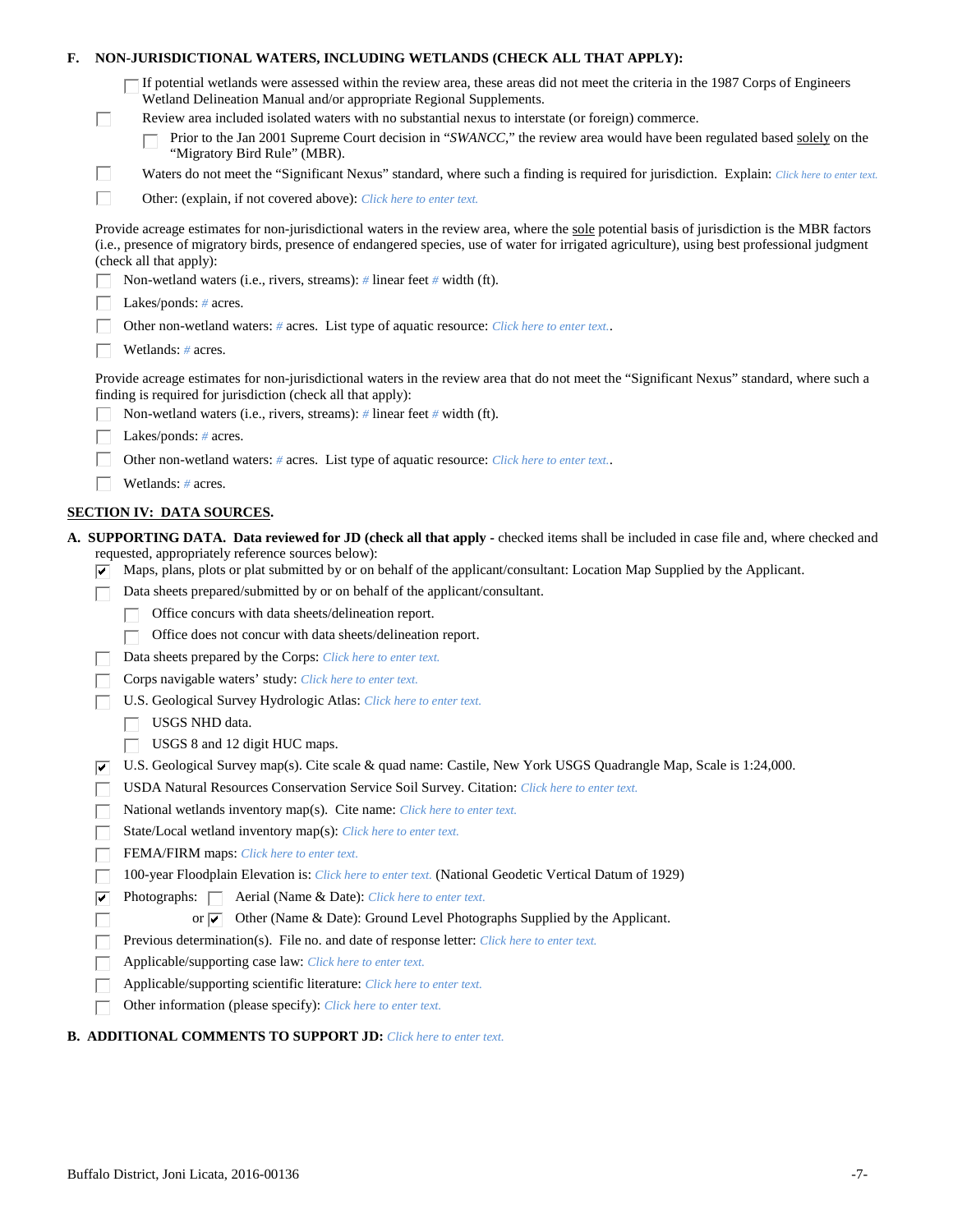**F. NON-JURISDICTIONAL WATERS, INCLUDING WETLANDS (CHECK ALL THAT APPLY):**

- ☐ If potential wetlands were assessed within the review area, these areas did not meet the criteria in the 1987 Corps of Engineers Wetland Delineation Manual and/or appropriate Regional Supplements.
- ☐ Review area included isolated waters with no substantial nexus to interstate (or foreign) commerce.
  - ☐ Prior to the Jan 2001 Supreme Court decision in "*SWANCC*," the review area would have been regulated based solely on the "Migratory Bird Rule" (MBR).
- ☐ Waters do not meet the "Significant Nexus" standard, where such a finding is required for jurisdiction. Explain: *Click here to enter text.*
- ☐ Other: (explain, if not covered above): *Click here to enter text.*

Provide acreage estimates for non-jurisdictional waters in the review area, where the sole potential basis of jurisdiction is the MBR factors (i.e., presence of migratory birds, presence of endangered species, use of water for irrigated agriculture), using best professional judgment (check all that apply):

- ☐ Non-wetland waters (i.e., rivers, streams): # linear feet # width (ft).
- ☐ Lakes/ponds: # acres.
- ☐ Other non-wetland waters: # acres. List type of aquatic resource: *Click here to enter text.*.
- ☐ Wetlands: # acres.

Provide acreage estimates for non-jurisdictional waters in the review area that do not meet the "Significant Nexus" standard, where such a finding is required for jurisdiction (check all that apply):

- ☐ Non-wetland waters (i.e., rivers, streams): # linear feet # width (ft).
- ☐ Lakes/ponds: # acres.
- ☐ Other non-wetland waters: # acres. List type of aquatic resource: *Click here to enter text.*.
- ☐ Wetlands: # acres.

## SECTION IV: DATA SOURCES.

**A. SUPPORTING DATA. Data reviewed for JD (check all that apply** - checked items shall be included in case file and, where checked and requested, appropriately reference sources below):

- ☑ Maps, plans, plots or plat submitted by or on behalf of the applicant/consultant: Location Map Supplied by the Applicant.
- ☐ Data sheets prepared/submitted by or on behalf of the applicant/consultant.
  - ☐ Office concurs with data sheets/delineation report.
  - ☐ Office does not concur with data sheets/delineation report.
- ☐ Data sheets prepared by the Corps: *Click here to enter text.*
- ☐ Corps navigable waters' study: *Click here to enter text.*
- ☐ U.S. Geological Survey Hydrologic Atlas: *Click here to enter text.*
  - ☐ USGS NHD data.
  - ☐ USGS 8 and 12 digit HUC maps.
- ☑ U.S. Geological Survey map(s). Cite scale & quad name: Castile, New York USGS Quadrangle Map, Scale is 1:24,000.
- ☐ USDA Natural Resources Conservation Service Soil Survey. Citation: *Click here to enter text.*
- ☐ National wetlands inventory map(s). Cite name: *Click here to enter text.*
- ☐ State/Local wetland inventory map(s): *Click here to enter text.*
- ☐ FEMA/FIRM maps: *Click here to enter text.*
- ☐ 100-year Floodplain Elevation is: *Click here to enter text.* (National Geodetic Vertical Datum of 1929)
- ☑ Photographs: ☐ Aerial (Name & Date): *Click here to enter text.*
- ☐ or ☑ Other (Name & Date): Ground Level Photographs Supplied by the Applicant.
- ☐ Previous determination(s). File no. and date of response letter: *Click here to enter text.*
- ☐ Applicable/supporting case law: *Click here to enter text.*
- ☐ Applicable/supporting scientific literature: *Click here to enter text.*
- ☐ Other information (please specify): *Click here to enter text.*

**B. ADDITIONAL COMMENTS TO SUPPORT JD:** *Click here to enter text.*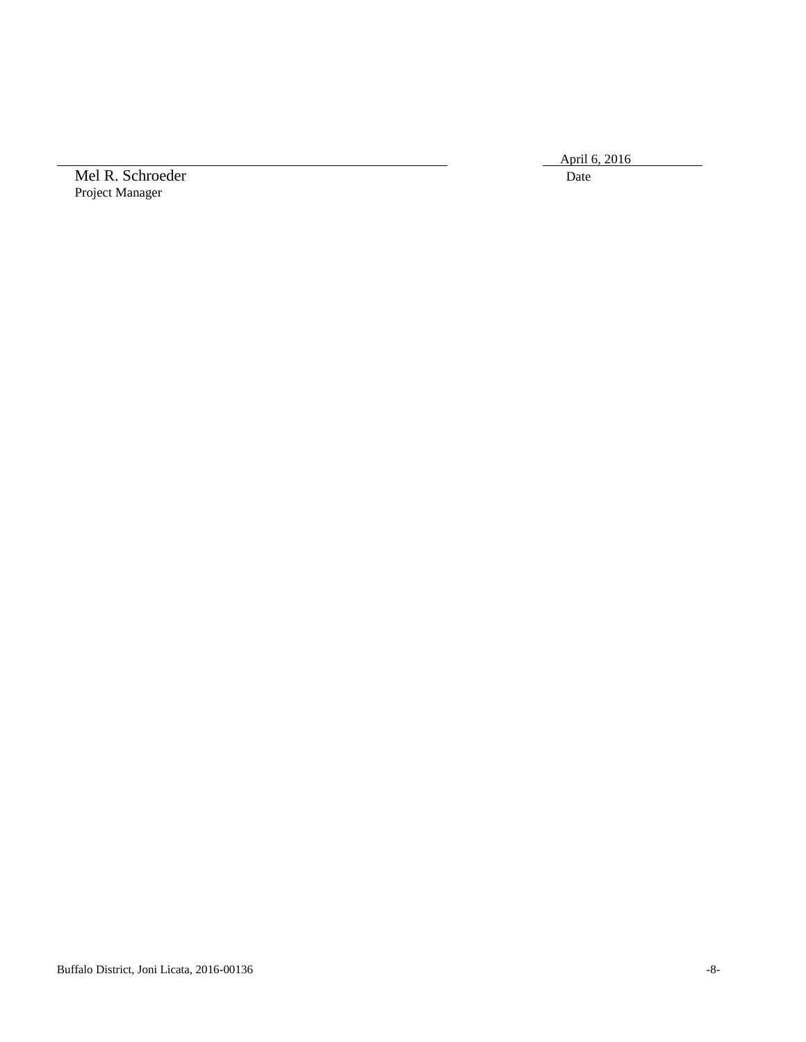Mel R. Schroeder
Project Manager

April 6, 2016
Date